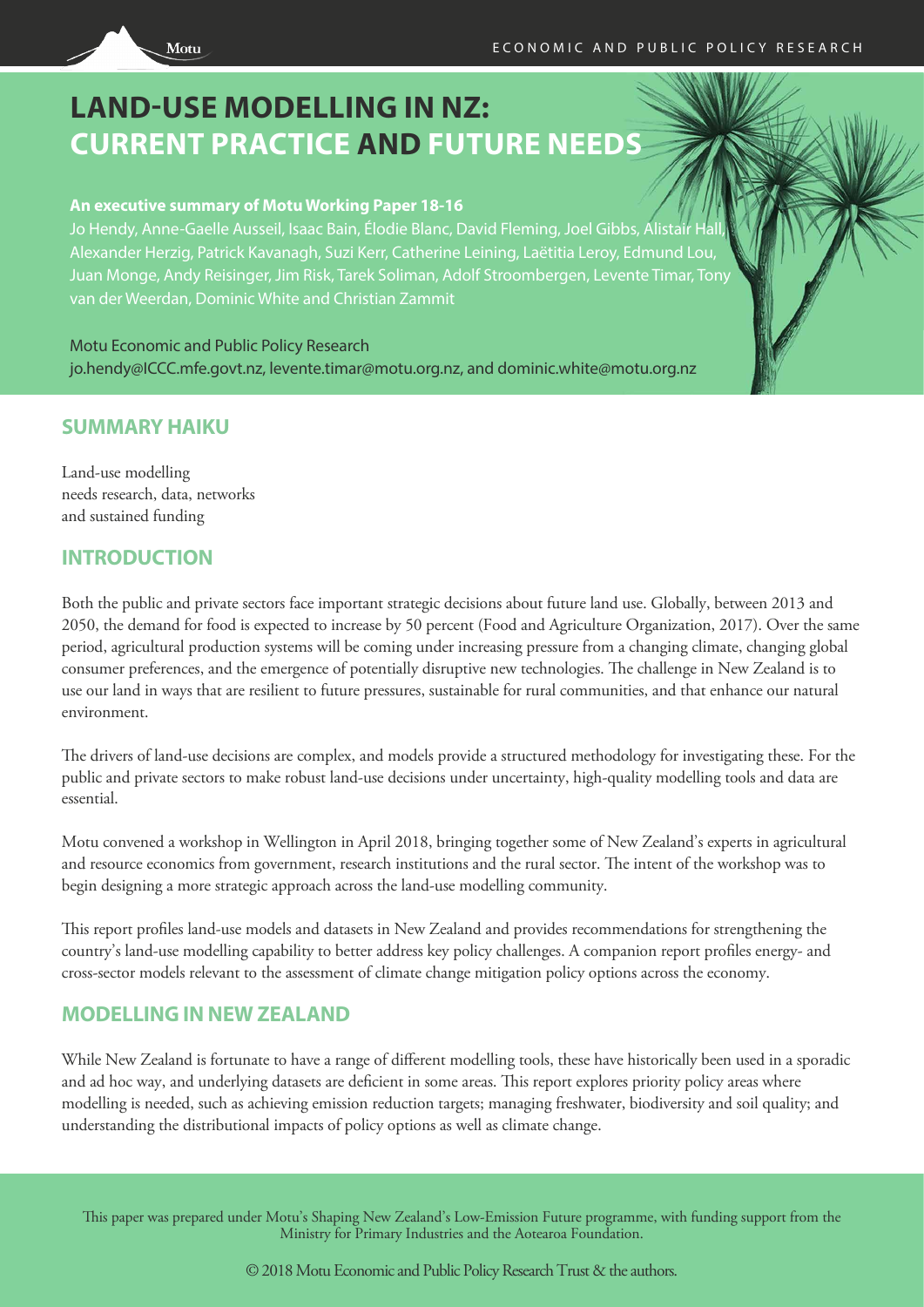# LAND-USE MODELLING IN NZ: CURRENT PRACTICE AND FUTURE NEEDS

**An executive summary of Motu Working Paper 18-16**

Jo Hendy, Anne-Gaelle Ausseil, Isaac Bain, Élodie Blanc, David Fleming, Joel Gibbs, Alistair Hall, Alexander Herzig, Patrick Kavanagh, Suzi Kerr, Catherine Leining, Laëtitia Leroy, Edmund Lou, Juan Monge, Andy Reisinger, Jim Risk, Tarek Soliman, Adolf Stroombergen, Levente Timar, Tony van der Weerdan, Dominic White and Christian Zammit

Motu Economic and Public Policy Research
jo.hendy@ICCC.mfe.govt.nz, levente.timar@motu.org.nz, and dominic.white@motu.org.nz

## SUMMARY HAIKU

Land-use modelling
needs research, data, networks
and sustained funding

## INTRODUCTION

Both the public and private sectors face important strategic decisions about future land use. Globally, between 2013 and 2050, the demand for food is expected to increase by 50 percent (Food and Agriculture Organization, 2017). Over the same period, agricultural production systems will be coming under increasing pressure from a changing climate, changing global consumer preferences, and the emergence of potentially disruptive new technologies. The challenge in New Zealand is to use our land in ways that are resilient to future pressures, sustainable for rural communities, and that enhance our natural environment.

The drivers of land-use decisions are complex, and models provide a structured methodology for investigating these. For the public and private sectors to make robust land-use decisions under uncertainty, high-quality modelling tools and data are essential.

Motu convened a workshop in Wellington in April 2018, bringing together some of New Zealand's experts in agricultural and resource economics from government, research institutions and the rural sector. The intent of the workshop was to begin designing a more strategic approach across the land-use modelling community.

This report profiles land-use models and datasets in New Zealand and provides recommendations for strengthening the country's land-use modelling capability to better address key policy challenges. A companion report profiles energy- and cross-sector models relevant to the assessment of climate change mitigation policy options across the economy.

## MODELLING IN NEW ZEALAND

While New Zealand is fortunate to have a range of different modelling tools, these have historically been used in a sporadic and ad hoc way, and underlying datasets are deficient in some areas. This report explores priority policy areas where modelling is needed, such as achieving emission reduction targets; managing freshwater, biodiversity and soil quality; and understanding the distributional impacts of policy options as well as climate change.

This paper was prepared under Motu's Shaping New Zealand's Low-Emission Future programme, with funding support from the Ministry for Primary Industries and the Aotearoa Foundation.

© 2018 Motu Economic and Public Policy Research Trust & the authors.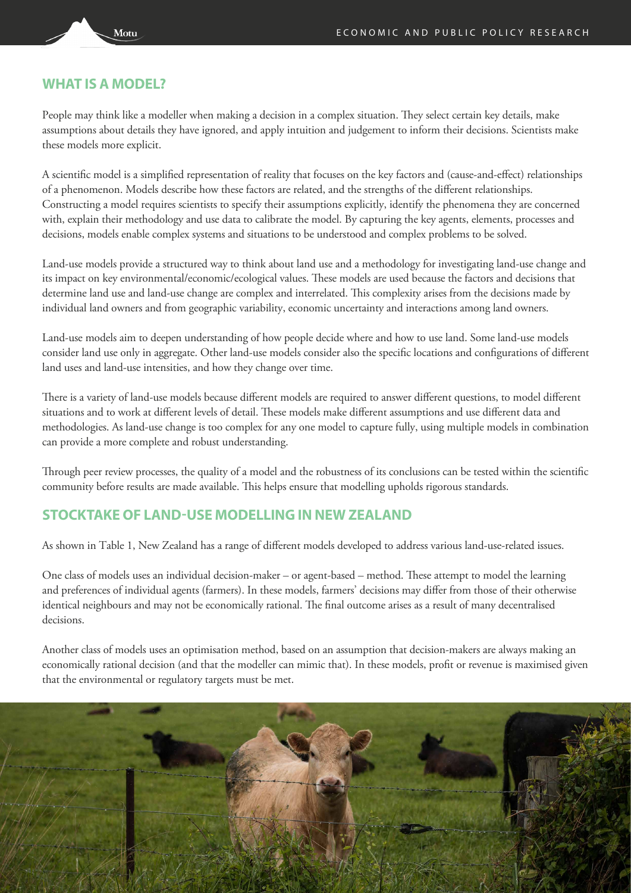## WHAT IS A MODEL?

People may think like a modeller when making a decision in a complex situation. They select certain key details, make assumptions about details they have ignored, and apply intuition and judgement to inform their decisions. Scientists make these models more explicit.

A scientific model is a simplified representation of reality that focuses on the key factors and (cause-and-effect) relationships of a phenomenon. Models describe how these factors are related, and the strengths of the different relationships. Constructing a model requires scientists to specify their assumptions explicitly, identify the phenomena they are concerned with, explain their methodology and use data to calibrate the model. By capturing the key agents, elements, processes and decisions, models enable complex systems and situations to be understood and complex problems to be solved.

Land-use models provide a structured way to think about land use and a methodology for investigating land-use change and its impact on key environmental/economic/ecological values. These models are used because the factors and decisions that determine land use and land-use change are complex and interrelated. This complexity arises from the decisions made by individual land owners and from geographic variability, economic uncertainty and interactions among land owners.

Land-use models aim to deepen understanding of how people decide where and how to use land. Some land-use models consider land use only in aggregate. Other land-use models consider also the specific locations and configurations of different land uses and land-use intensities, and how they change over time.

There is a variety of land-use models because different models are required to answer different questions, to model different situations and to work at different levels of detail. These models make different assumptions and use different data and methodologies. As land-use change is too complex for any one model to capture fully, using multiple models in combination can provide a more complete and robust understanding.

Through peer review processes, the quality of a model and the robustness of its conclusions can be tested within the scientific community before results are made available. This helps ensure that modelling upholds rigorous standards.

## STOCKTAKE OF LAND-USE MODELLING IN NEW ZEALAND

As shown in Table 1, New Zealand has a range of different models developed to address various land-use-related issues.

One class of models uses an individual decision-maker – or agent-based – method. These attempt to model the learning and preferences of individual agents (farmers). In these models, farmers' decisions may differ from those of their otherwise identical neighbours and may not be economically rational. The final outcome arises as a result of many decentralised decisions.

Another class of models uses an optimisation method, based on an assumption that decision-makers are always making an economically rational decision (and that the modeller can mimic that). In these models, profit or revenue is maximised given that the environmental or regulatory targets must be met.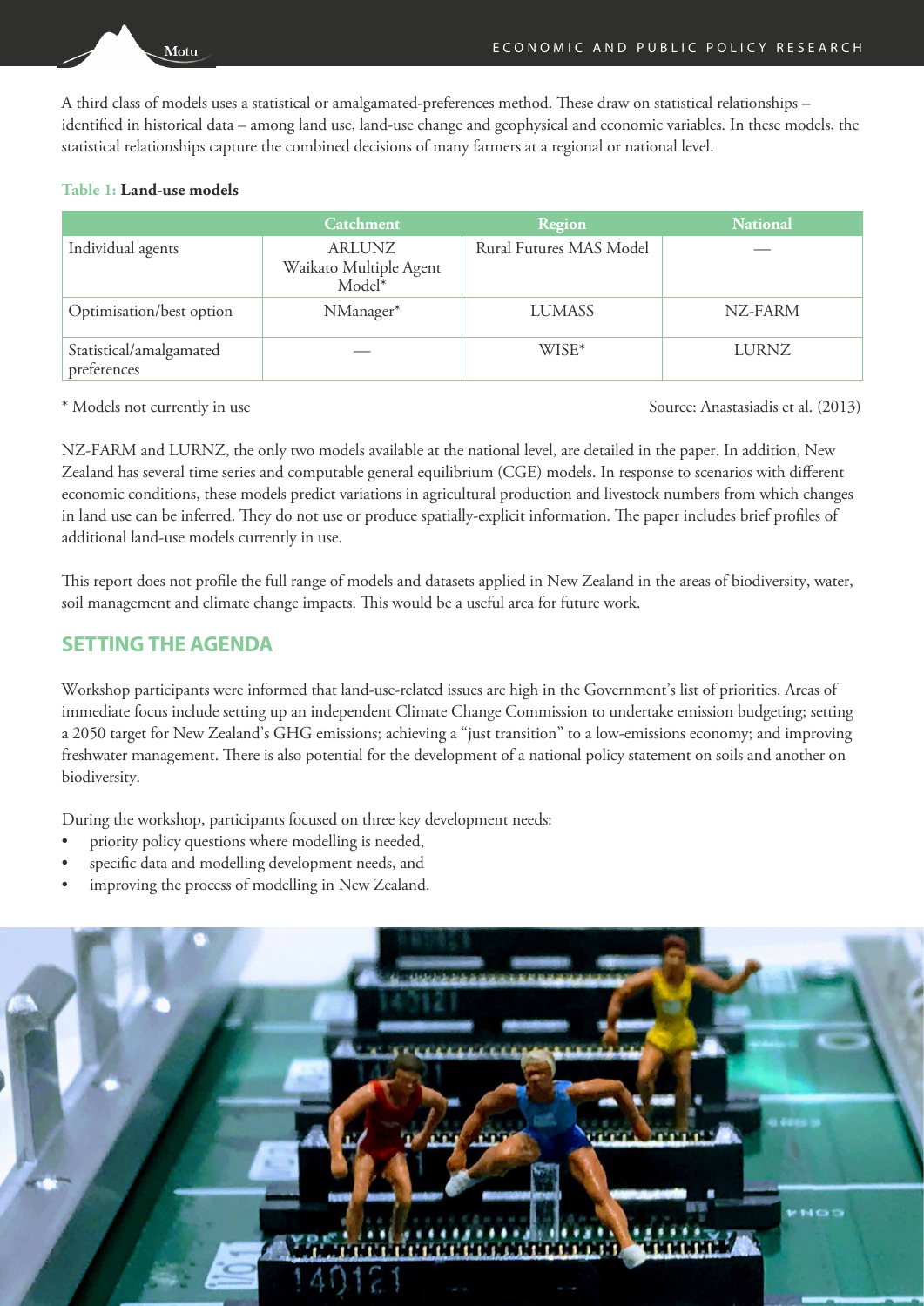A third class of models uses a statistical or amalgamated-preferences method. These draw on statistical relationships – identified in historical data – among land use, land-use change and geophysical and economic variables. In these models, the statistical relationships capture the combined decisions of many farmers at a regional or national level.

**Table 1: Land-use models**

| | Catchment | Region | National |
|---|---|---|---|
| Individual agents | ARLUNZ Waikato Multiple Agent Model* | Rural Futures MAS Model | — |
| Optimisation/best option | NManager* | LUMASS | NZ-FARM |
| Statistical/amalgamated preferences | — | WISE* | LURNZ |

\* Models not currently in use

Source: Anastasiadis et al. (2013)

NZ-FARM and LURNZ, the only two models available at the national level, are detailed in the paper. In addition, New Zealand has several time series and computable general equilibrium (CGE) models. In response to scenarios with different economic conditions, these models predict variations in agricultural production and livestock numbers from which changes in land use can be inferred. They do not use or produce spatially-explicit information. The paper includes brief profiles of additional land-use models currently in use.

This report does not profile the full range of models and datasets applied in New Zealand in the areas of biodiversity, water, soil management and climate change impacts. This would be a useful area for future work.

## SETTING THE AGENDA

Workshop participants were informed that land-use-related issues are high in the Government's list of priorities. Areas of immediate focus include setting up an independent Climate Change Commission to undertake emission budgeting; setting a 2050 target for New Zealand's GHG emissions; achieving a "just transition" to a low-emissions economy; and improving freshwater management. There is also potential for the development of a national policy statement on soils and another on biodiversity.

During the workshop, participants focused on three key development needs:

- priority policy questions where modelling is needed,
- specific data and modelling development needs, and
- improving the process of modelling in New Zealand.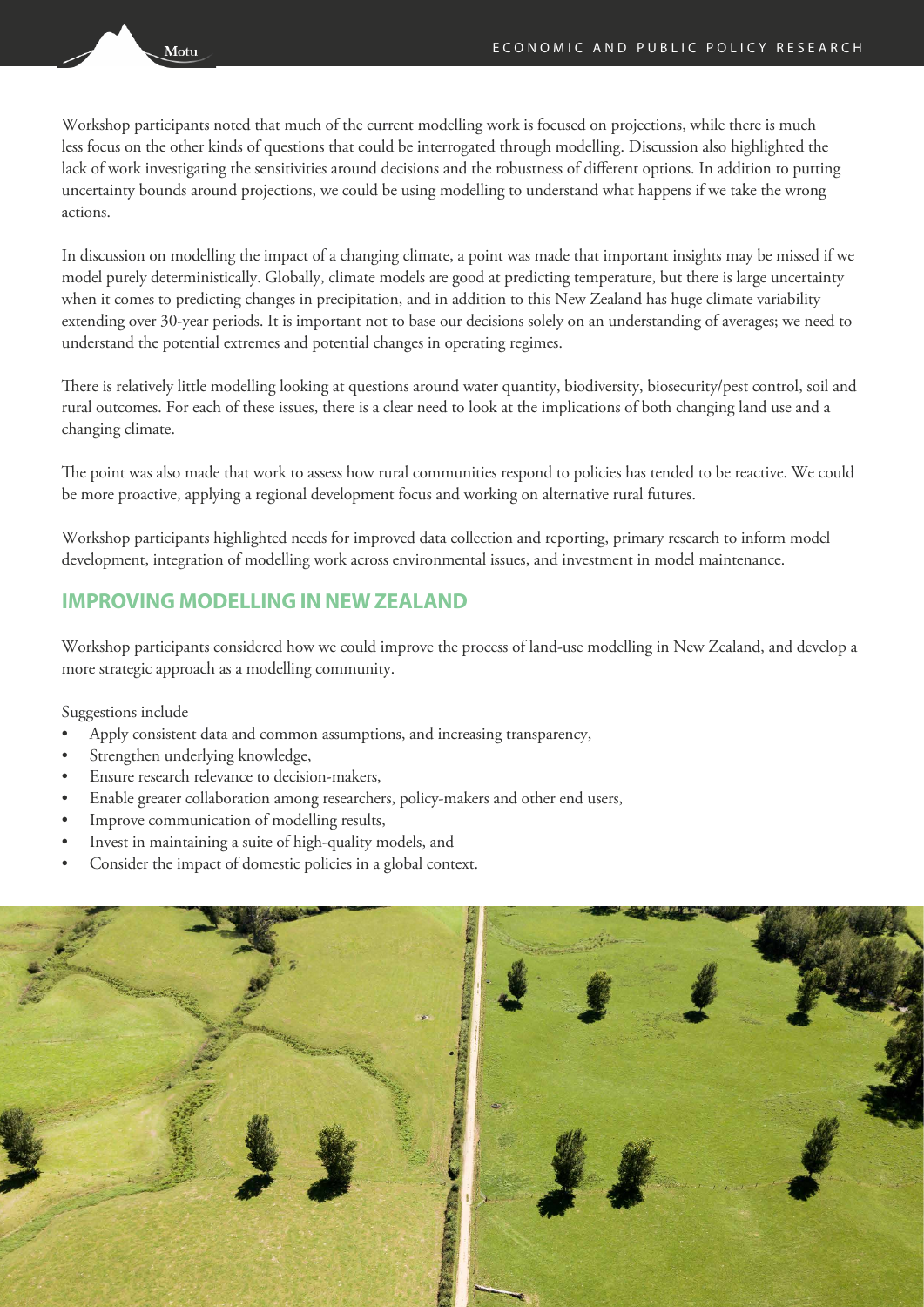Workshop participants noted that much of the current modelling work is focused on projections, while there is much less focus on the other kinds of questions that could be interrogated through modelling. Discussion also highlighted the lack of work investigating the sensitivities around decisions and the robustness of different options. In addition to putting uncertainty bounds around projections, we could be using modelling to understand what happens if we take the wrong actions.

In discussion on modelling the impact of a changing climate, a point was made that important insights may be missed if we model purely deterministically. Globally, climate models are good at predicting temperature, but there is large uncertainty when it comes to predicting changes in precipitation, and in addition to this New Zealand has huge climate variability extending over 30-year periods. It is important not to base our decisions solely on an understanding of averages; we need to understand the potential extremes and potential changes in operating regimes.

There is relatively little modelling looking at questions around water quantity, biodiversity, biosecurity/pest control, soil and rural outcomes. For each of these issues, there is a clear need to look at the implications of both changing land use and a changing climate.

The point was also made that work to assess how rural communities respond to policies has tended to be reactive. We could be more proactive, applying a regional development focus and working on alternative rural futures.

Workshop participants highlighted needs for improved data collection and reporting, primary research to inform model development, integration of modelling work across environmental issues, and investment in model maintenance.

## IMPROVING MODELLING IN NEW ZEALAND

Workshop participants considered how we could improve the process of land-use modelling in New Zealand, and develop a more strategic approach as a modelling community.

Suggestions include

- Apply consistent data and common assumptions, and increasing transparency,
- Strengthen underlying knowledge,
- Ensure research relevance to decision-makers,
- Enable greater collaboration among researchers, policy-makers and other end users,
- Improve communication of modelling results,
- Invest in maintaining a suite of high-quality models, and
- Consider the impact of domestic policies in a global context.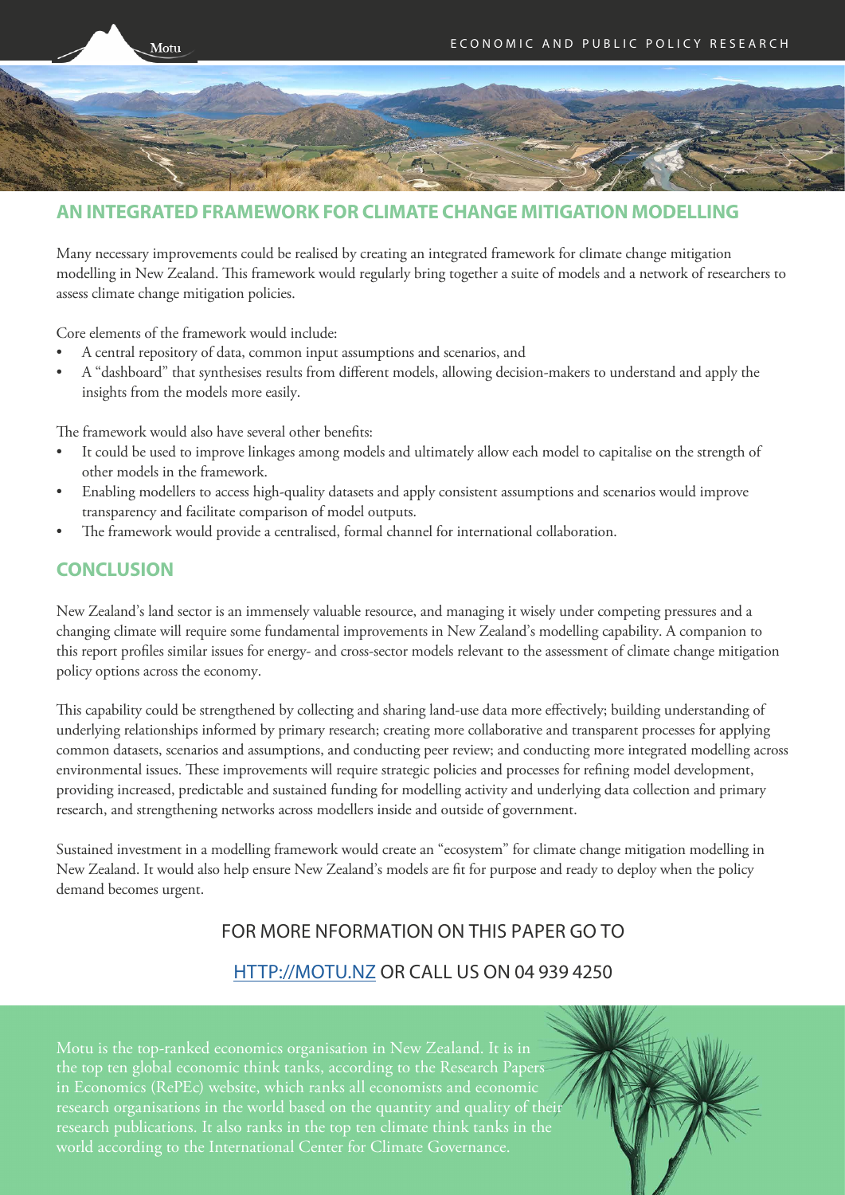## AN INTEGRATED FRAMEWORK FOR CLIMATE CHANGE MITIGATION MODELLING

Many necessary improvements could be realised by creating an integrated framework for climate change mitigation modelling in New Zealand. This framework would regularly bring together a suite of models and a network of researchers to assess climate change mitigation policies.

Core elements of the framework would include:

- A central repository of data, common input assumptions and scenarios, and
- A "dashboard" that synthesises results from different models, allowing decision-makers to understand and apply the insights from the models more easily.

The framework would also have several other benefits:

- It could be used to improve linkages among models and ultimately allow each model to capitalise on the strength of other models in the framework.
- Enabling modellers to access high-quality datasets and apply consistent assumptions and scenarios would improve transparency and facilitate comparison of model outputs.
- The framework would provide a centralised, formal channel for international collaboration.

## CONCLUSION

New Zealand's land sector is an immensely valuable resource, and managing it wisely under competing pressures and a changing climate will require some fundamental improvements in New Zealand's modelling capability. A companion to this report profiles similar issues for energy- and cross-sector models relevant to the assessment of climate change mitigation policy options across the economy.

This capability could be strengthened by collecting and sharing land-use data more effectively; building understanding of underlying relationships informed by primary research; creating more collaborative and transparent processes for applying common datasets, scenarios and assumptions, and conducting peer review; and conducting more integrated modelling across environmental issues. These improvements will require strategic policies and processes for refining model development, providing increased, predictable and sustained funding for modelling activity and underlying data collection and primary research, and strengthening networks across modellers inside and outside of government.

Sustained investment in a modelling framework would create an "ecosystem" for climate change mitigation modelling in New Zealand. It would also help ensure New Zealand's models are fit for purpose and ready to deploy when the policy demand becomes urgent.

FOR MORE NFORMATION ON THIS PAPER GO TO

HTTP://MOTU.NZ OR CALL US ON 04 939 4250

Motu is the top-ranked economics organisation in New Zealand. It is in the top ten global economic think tanks, according to the Research Papers in Economics (RePEc) website, which ranks all economists and economic research organisations in the world based on the quantity and quality of their research publications. It also ranks in the top ten climate think tanks in the world according to the International Center for Climate Governance.